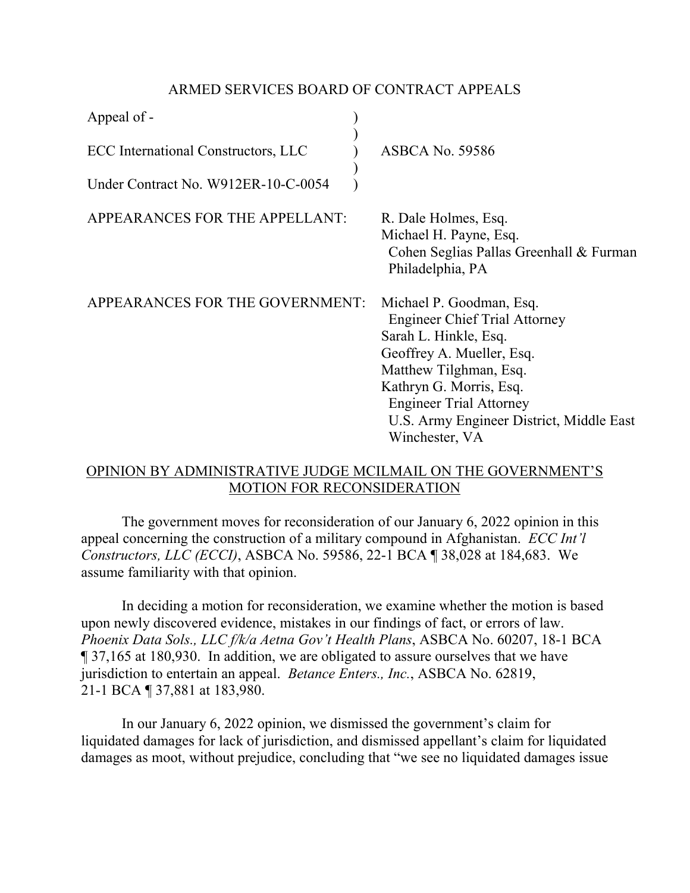ARMED SERVICES BOARD OF CONTRACT APPEALS

| | | |
|---|---|---|
| Appeal of - | ) | |
| | ) | |
| ECC International Constructors, LLC | ) | ASBCA No. 59586 |
| | ) | |
| Under Contract No. W912ER-10-C-0054 | ) | |

APPEARANCES FOR THE APPELLANT: R. Dale Holmes, Esq.
Michael H. Payne, Esq.
Cohen Seglias Pallas Greenhall & Furman
Philadelphia, PA

APPEARANCES FOR THE GOVERNMENT: Michael P. Goodman, Esq.
Engineer Chief Trial Attorney
Sarah L. Hinkle, Esq.
Geoffrey A. Mueller, Esq.
Matthew Tilghman, Esq.
Kathryn G. Morris, Esq.
Engineer Trial Attorney
U.S. Army Engineer District, Middle East
Winchester, VA

OPINION BY ADMINISTRATIVE JUDGE MCILMAIL ON THE GOVERNMENT'S MOTION FOR RECONSIDERATION

The government moves for reconsideration of our January 6, 2022 opinion in this appeal concerning the construction of a military compound in Afghanistan. *ECC Int'l Constructors, LLC (ECCI)*, ASBCA No. 59586, 22-1 BCA ¶ 38,028 at 184,683. We assume familiarity with that opinion.

In deciding a motion for reconsideration, we examine whether the motion is based upon newly discovered evidence, mistakes in our findings of fact, or errors of law. *Phoenix Data Sols., LLC f/k/a Aetna Gov't Health Plans*, ASBCA No. 60207, 18-1 BCA ¶ 37,165 at 180,930. In addition, we are obligated to assure ourselves that we have jurisdiction to entertain an appeal. *Betance Enters., Inc.*, ASBCA No. 62819, 21-1 BCA ¶ 37,881 at 183,980.

In our January 6, 2022 opinion, we dismissed the government's claim for liquidated damages for lack of jurisdiction, and dismissed appellant's claim for liquidated damages as moot, without prejudice, concluding that "we see no liquidated damages issue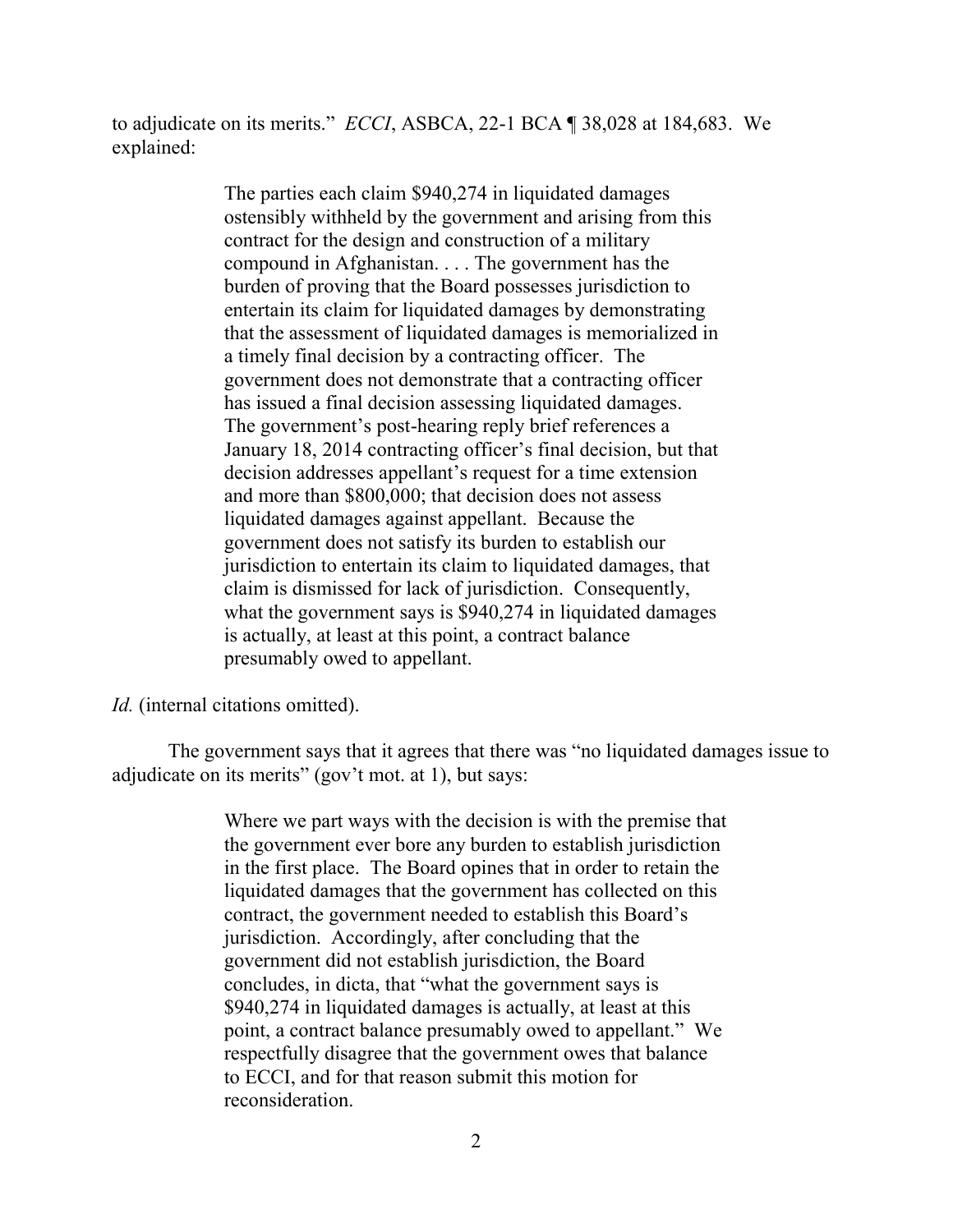to adjudicate on its merits." *ECCI*, ASBCA, 22-1 BCA ¶ 38,028 at 184,683. We explained:

> The parties each claim $940,274 in liquidated damages ostensibly withheld by the government and arising from this contract for the design and construction of a military compound in Afghanistan. . . . The government has the burden of proving that the Board possesses jurisdiction to entertain its claim for liquidated damages by demonstrating that the assessment of liquidated damages is memorialized in a timely final decision by a contracting officer. The government does not demonstrate that a contracting officer has issued a final decision assessing liquidated damages. The government's post-hearing reply brief references a January 18, 2014 contracting officer's final decision, but that decision addresses appellant's request for a time extension and more than $800,000; that decision does not assess liquidated damages against appellant. Because the government does not satisfy its burden to establish our jurisdiction to entertain its claim to liquidated damages, that claim is dismissed for lack of jurisdiction. Consequently, what the government says is $940,274 in liquidated damages is actually, at least at this point, a contract balance presumably owed to appellant.

*Id.* (internal citations omitted).

The government says that it agrees that there was "no liquidated damages issue to adjudicate on its merits" (gov't mot. at 1), but says:

> Where we part ways with the decision is with the premise that the government ever bore any burden to establish jurisdiction in the first place. The Board opines that in order to retain the liquidated damages that the government has collected on this contract, the government needed to establish this Board's jurisdiction. Accordingly, after concluding that the government did not establish jurisdiction, the Board concludes, in dicta, that "what the government says is $940,274 in liquidated damages is actually, at least at this point, a contract balance presumably owed to appellant." We respectfully disagree that the government owes that balance to ECCI, and for that reason submit this motion for reconsideration.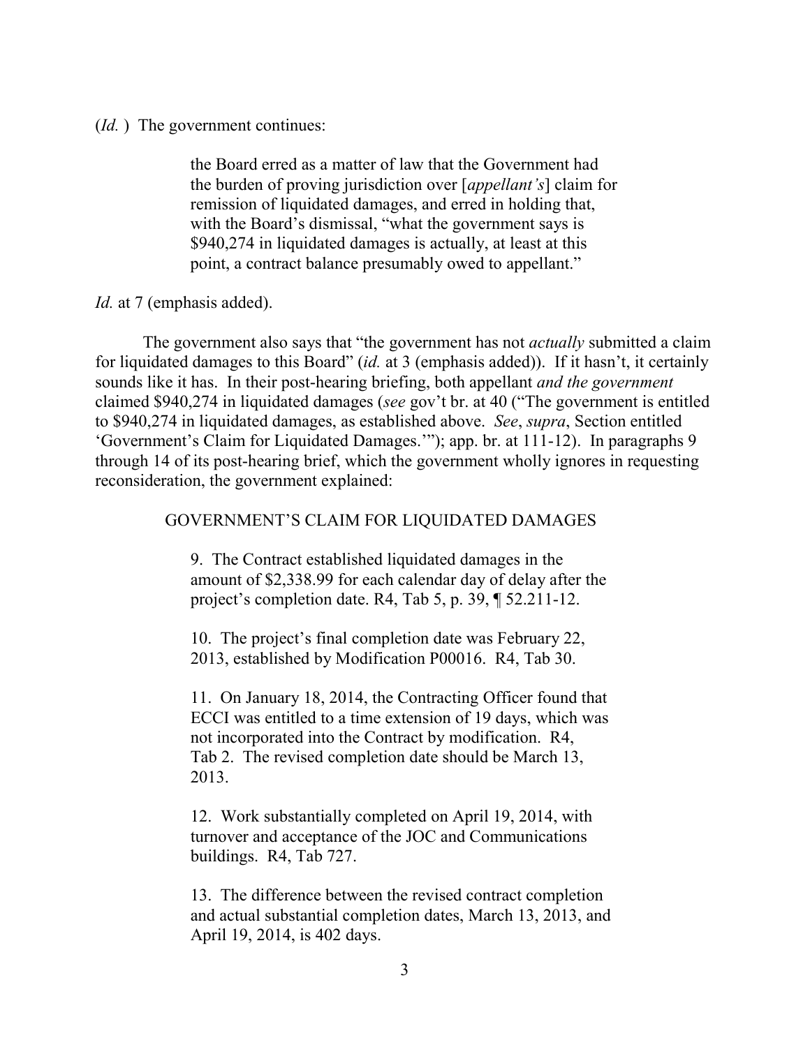(*Id.* ) The government continues:

> the Board erred as a matter of law that the Government had the burden of proving jurisdiction over [*appellant's*] claim for remission of liquidated damages, and erred in holding that, with the Board's dismissal, "what the government says is $940,274 in liquidated damages is actually, at least at this point, a contract balance presumably owed to appellant."

*Id.* at 7 (emphasis added).

The government also says that "the government has not *actually* submitted a claim for liquidated damages to this Board" (*id.* at 3 (emphasis added)). If it hasn't, it certainly sounds like it has. In their post-hearing briefing, both appellant *and the government* claimed $940,274 in liquidated damages (*see* gov't br. at 40 ("The government is entitled to $940,274 in liquidated damages, as established above. *See*, *supra*, Section entitled 'Government's Claim for Liquidated Damages.'"); app. br. at 111-12). In paragraphs 9 through 14 of its post-hearing brief, which the government wholly ignores in requesting reconsideration, the government explained:

> GOVERNMENT'S CLAIM FOR LIQUIDATED DAMAGES
>
> 9. The Contract established liquidated damages in the amount of $2,338.99 for each calendar day of delay after the project's completion date. R4, Tab 5, p. 39, ¶ 52.211-12.
>
> 10. The project's final completion date was February 22, 2013, established by Modification P00016. R4, Tab 30.
>
> 11. On January 18, 2014, the Contracting Officer found that ECCI was entitled to a time extension of 19 days, which was not incorporated into the Contract by modification. R4, Tab 2. The revised completion date should be March 13, 2013.
>
> 12. Work substantially completed on April 19, 2014, with turnover and acceptance of the JOC and Communications buildings. R4, Tab 727.
>
> 13. The difference between the revised contract completion and actual substantial completion dates, March 13, 2013, and April 19, 2014, is 402 days.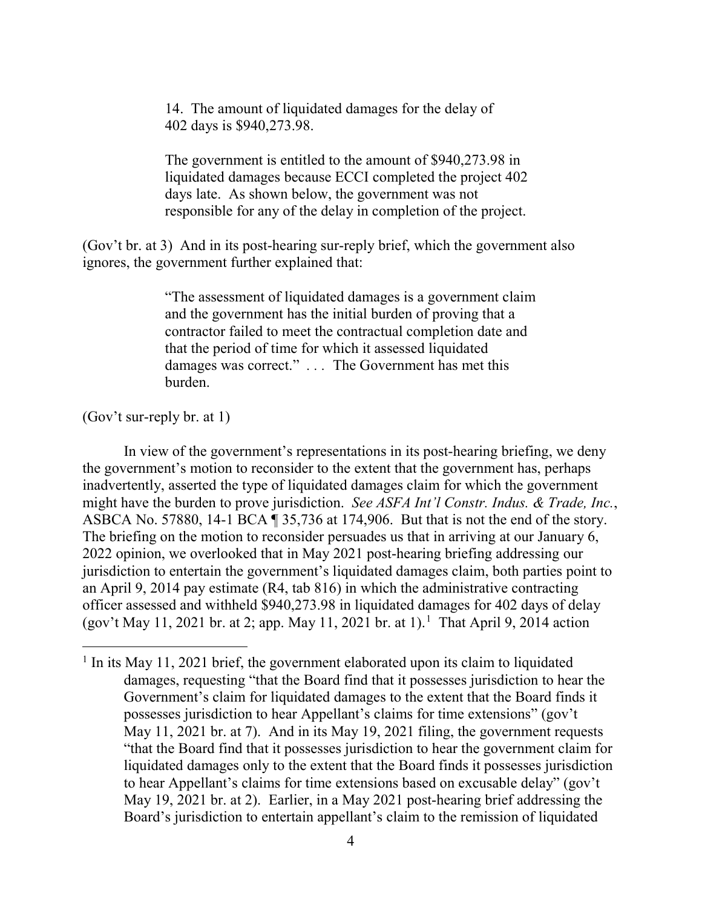> 14. The amount of liquidated damages for the delay of 402 days is $940,273.98.
>
> The government is entitled to the amount of $940,273.98 in liquidated damages because ECCI completed the project 402 days late. As shown below, the government was not responsible for any of the delay in completion of the project.

(Gov't br. at 3) And in its post-hearing sur-reply brief, which the government also ignores, the government further explained that:

> "The assessment of liquidated damages is a government claim and the government has the initial burden of proving that a contractor failed to meet the contractual completion date and that the period of time for which it assessed liquidated damages was correct." . . . The Government has met this burden.

(Gov't sur-reply br. at 1)

In view of the government's representations in its post-hearing briefing, we deny the government's motion to reconsider to the extent that the government has, perhaps inadvertently, asserted the type of liquidated damages claim for which the government might have the burden to prove jurisdiction. *See ASFA Int'l Constr. Indus. & Trade, Inc.*, ASBCA No. 57880, 14-1 BCA ¶ 35,736 at 174,906. But that is not the end of the story. The briefing on the motion to reconsider persuades us that in arriving at our January 6, 2022 opinion, we overlooked that in May 2021 post-hearing briefing addressing our jurisdiction to entertain the government's liquidated damages claim, both parties point to an April 9, 2014 pay estimate (R4, tab 816) in which the administrative contracting officer assessed and withheld $940,273.98 in liquidated damages for 402 days of delay (gov't May 11, 2021 br. at 2; app. May 11, 2021 br. at 1).[1] That April 9, 2014 action

---

[1] In its May 11, 2021 brief, the government elaborated upon its claim to liquidated damages, requesting "that the Board find that it possesses jurisdiction to hear the Government's claim for liquidated damages to the extent that the Board finds it possesses jurisdiction to hear Appellant's claims for time extensions" (gov't May 11, 2021 br. at 7). And in its May 19, 2021 filing, the government requests "that the Board find that it possesses jurisdiction to hear the government claim for liquidated damages only to the extent that the Board finds it possesses jurisdiction to hear Appellant's claims for time extensions based on excusable delay" (gov't May 19, 2021 br. at 2). Earlier, in a May 2021 post-hearing brief addressing the Board's jurisdiction to entertain appellant's claim to the remission of liquidated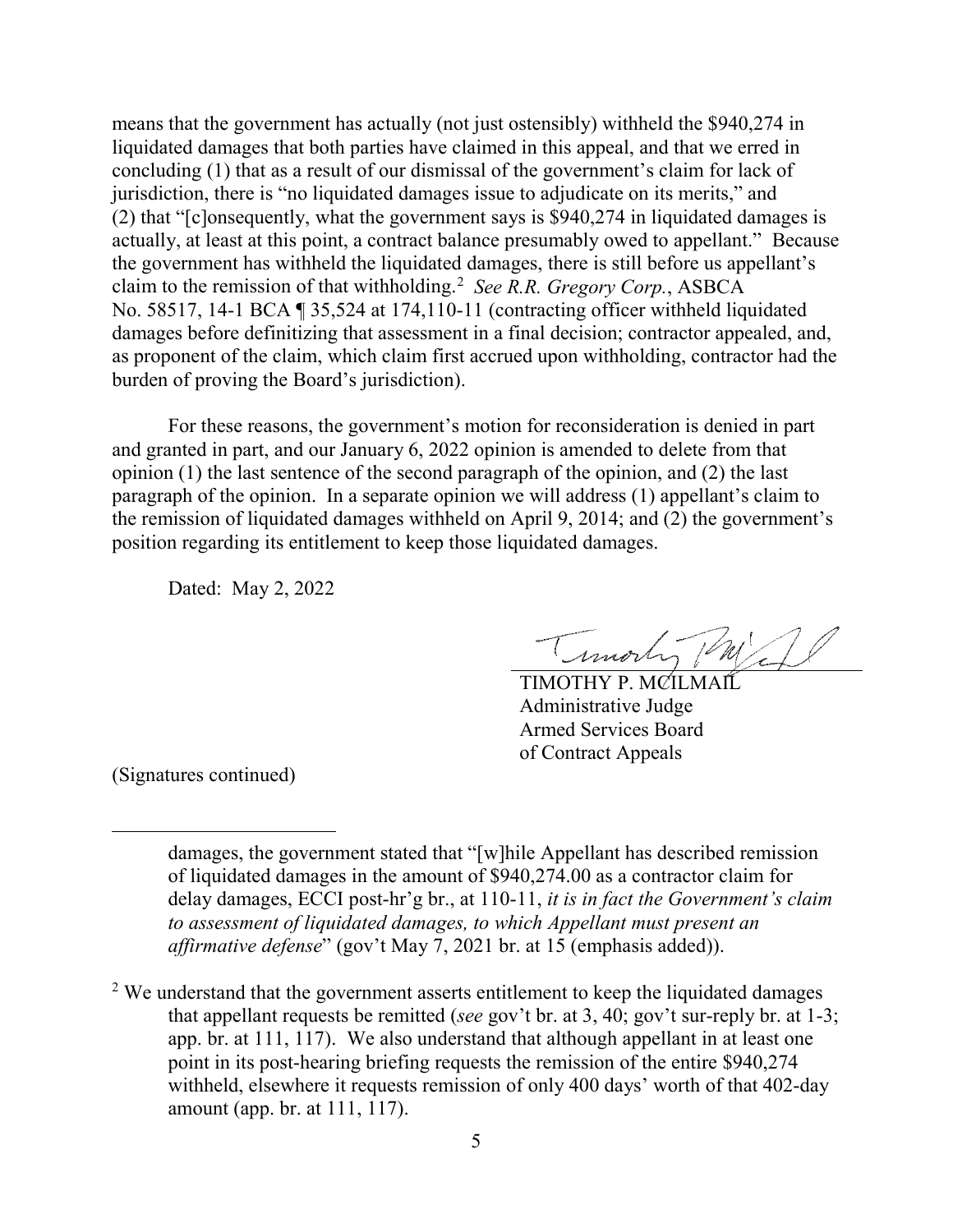means that the government has actually (not just ostensibly) withheld the $940,274 in liquidated damages that both parties have claimed in this appeal, and that we erred in concluding (1) that as a result of our dismissal of the government's claim for lack of jurisdiction, there is "no liquidated damages issue to adjudicate on its merits," and (2) that "[c]onsequently, what the government says is $940,274 in liquidated damages is actually, at least at this point, a contract balance presumably owed to appellant." Because the government has withheld the liquidated damages, there is still before us appellant's claim to the remission of that withholding.[2] *See R.R. Gregory Corp.*, ASBCA No. 58517, 14-1 BCA ¶ 35,524 at 174,110-11 (contracting officer withheld liquidated damages before definitizing that assessment in a final decision; contractor appealed, and, as proponent of the claim, which claim first accrued upon withholding, contractor had the burden of proving the Board's jurisdiction).

For these reasons, the government's motion for reconsideration is denied in part and granted in part, and our January 6, 2022 opinion is amended to delete from that opinion (1) the last sentence of the second paragraph of the opinion, and (2) the last paragraph of the opinion. In a separate opinion we will address (1) appellant's claim to the remission of liquidated damages withheld on April 9, 2014; and (2) the government's position regarding its entitlement to keep those liquidated damages.

Dated: May 2, 2022

TIMOTHY P. MCILMAIL
Administrative Judge
Armed Services Board
of Contract Appeals

(Signatures continued)

---

damages, the government stated that "[w]hile Appellant has described remission of liquidated damages in the amount of $940,274.00 as a contractor claim for delay damages, ECCI post-hr'g br., at 110-11, *it is in fact the Government's claim to assessment of liquidated damages, to which Appellant must present an affirmative defense*" (gov't May 7, 2021 br. at 15 (emphasis added)).

[2] We understand that the government asserts entitlement to keep the liquidated damages that appellant requests be remitted (*see* gov't br. at 3, 40; gov't sur-reply br. at 1-3; app. br. at 111, 117). We also understand that although appellant in at least one point in its post-hearing briefing requests the remission of the entire $940,274 withheld, elsewhere it requests remission of only 400 days' worth of that 402-day amount (app. br. at 111, 117).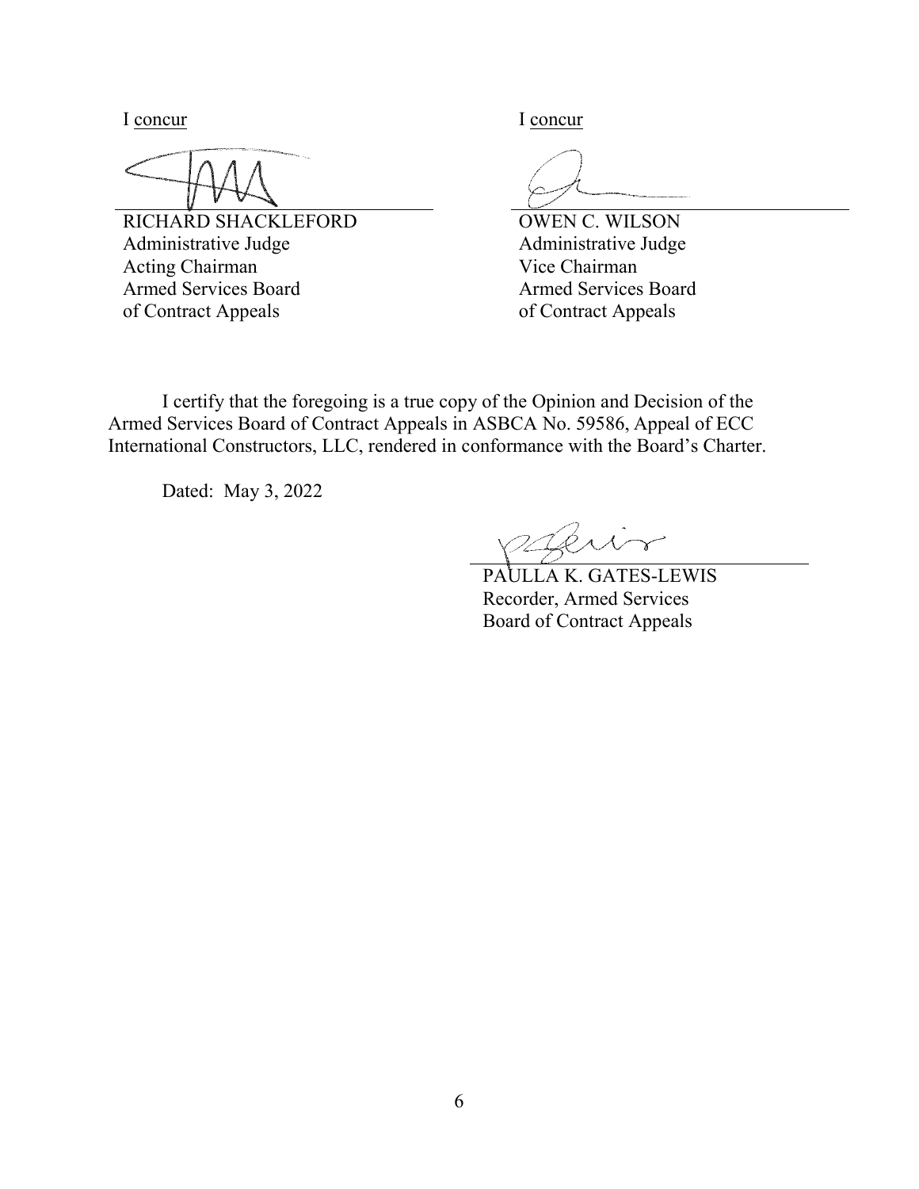I concur

RICHARD SHACKLEFORD
Administrative Judge
Acting Chairman
Armed Services Board
of Contract Appeals

I concur

OWEN C. WILSON
Administrative Judge
Vice Chairman
Armed Services Board
of Contract Appeals

I certify that the foregoing is a true copy of the Opinion and Decision of the Armed Services Board of Contract Appeals in ASBCA No. 59586, Appeal of ECC International Constructors, LLC, rendered in conformance with the Board's Charter.

Dated: May 3, 2022

PAULLA K. GATES-LEWIS
Recorder, Armed Services
Board of Contract Appeals